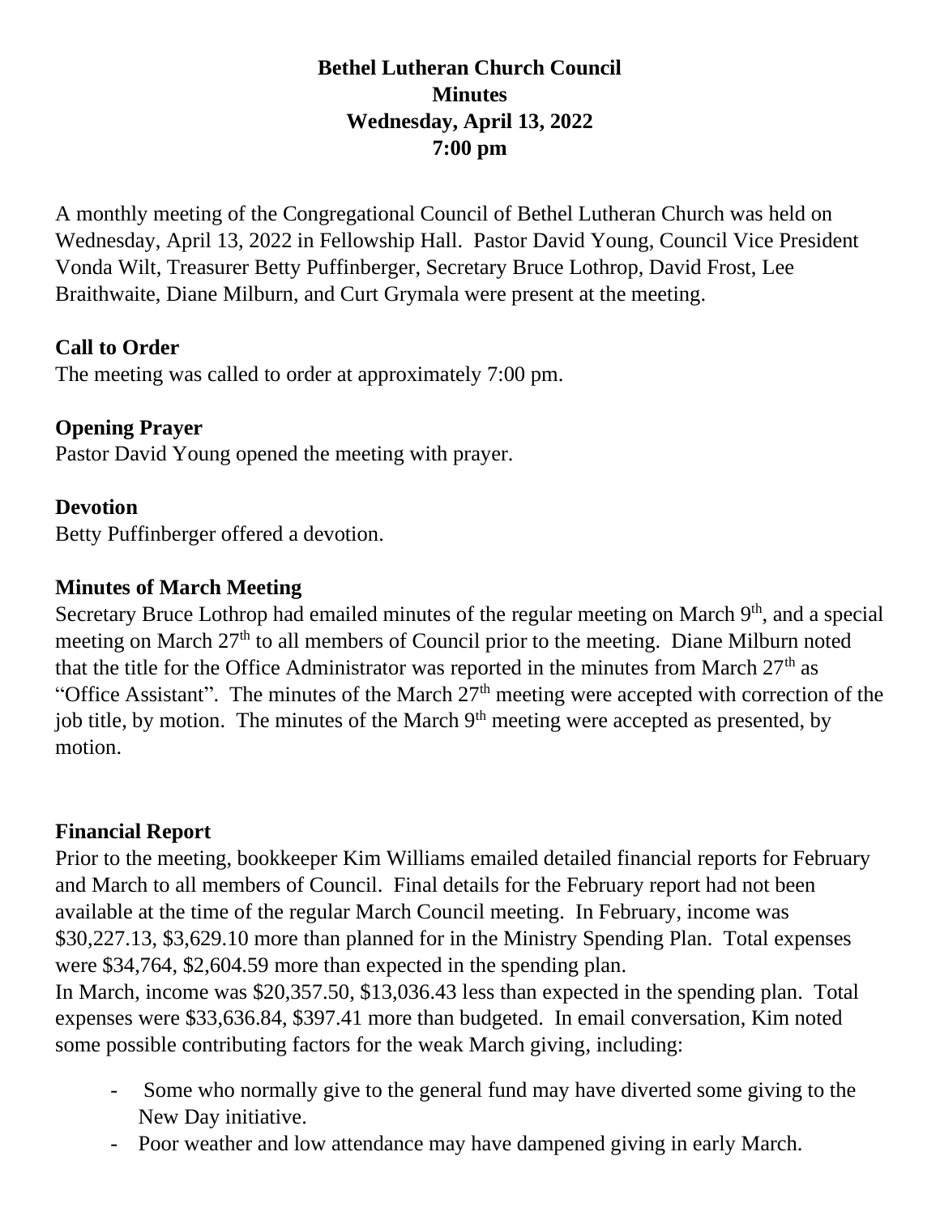# Bethel Lutheran Church Council
## Minutes
## Wednesday, April 13, 2022
## 7:00 pm

A monthly meeting of the Congregational Council of Bethel Lutheran Church was held on Wednesday, April 13, 2022 in Fellowship Hall. Pastor David Young, Council Vice President Vonda Wilt, Treasurer Betty Puffinberger, Secretary Bruce Lothrop, David Frost, Lee Braithwaite, Diane Milburn, and Curt Grymala were present at the meeting.

**Call to Order**

The meeting was called to order at approximately 7:00 pm.

**Opening Prayer**

Pastor David Young opened the meeting with prayer.

**Devotion**

Betty Puffinberger offered a devotion.

**Minutes of March Meeting**

Secretary Bruce Lothrop had emailed minutes of the regular meeting on March 9th, and a special meeting on March 27th to all members of Council prior to the meeting. Diane Milburn noted that the title for the Office Administrator was reported in the minutes from March 27th as "Office Assistant". The minutes of the March 27th meeting were accepted with correction of the job title, by motion. The minutes of the March 9th meeting were accepted as presented, by motion.

**Financial Report**

Prior to the meeting, bookkeeper Kim Williams emailed detailed financial reports for February and March to all members of Council. Final details for the February report had not been available at the time of the regular March Council meeting. In February, income was $30,227.13, $3,629.10 more than planned for in the Ministry Spending Plan. Total expenses were $34,764, $2,604.59 more than expected in the spending plan.

In March, income was $20,357.50, $13,036.43 less than expected in the spending plan. Total expenses were $33,636.84, $397.41 more than budgeted. In email conversation, Kim noted some possible contributing factors for the weak March giving, including:

- Some who normally give to the general fund may have diverted some giving to the New Day initiative.
- Poor weather and low attendance may have dampened giving in early March.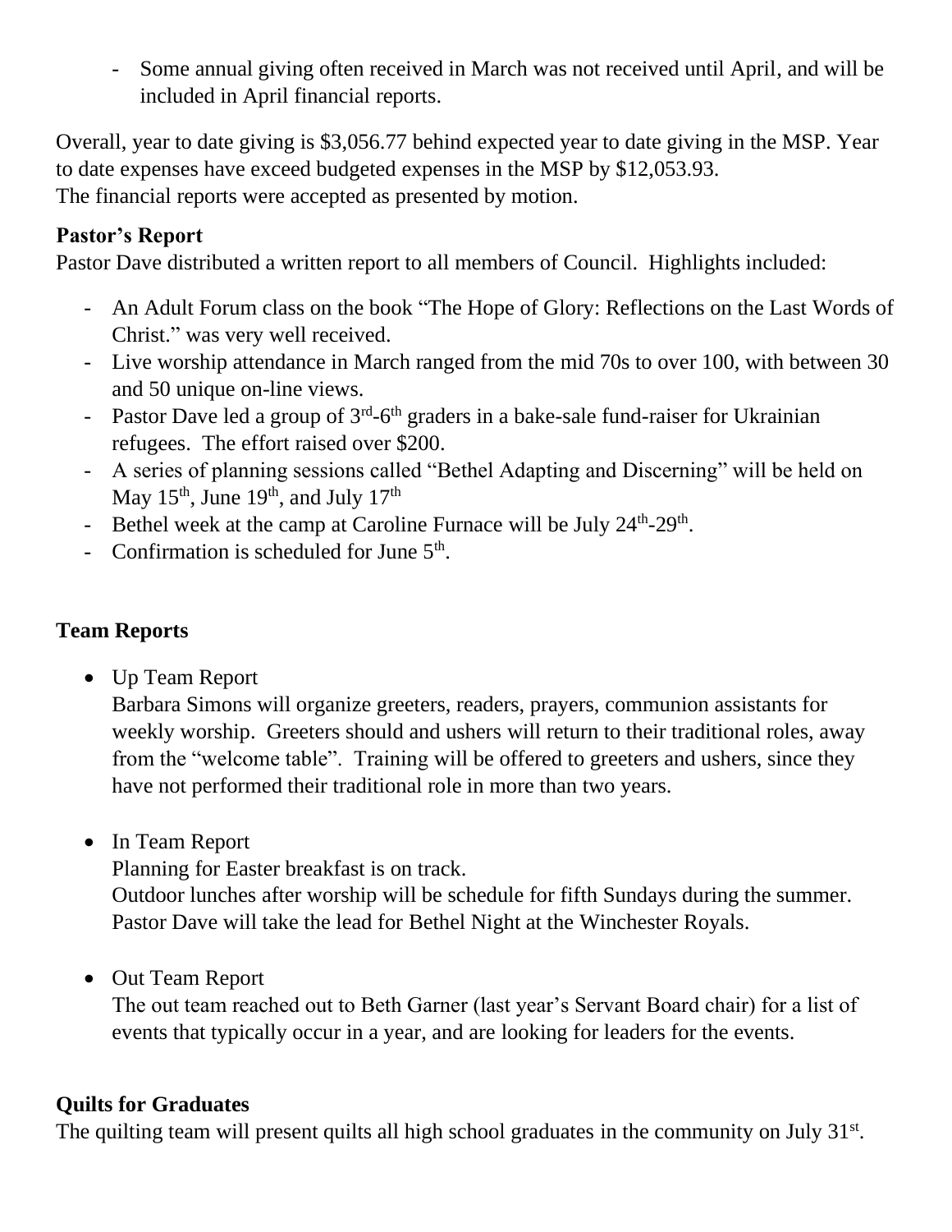- Some annual giving often received in March was not received until April, and will be included in April financial reports.

Overall, year to date giving is $3,056.77 behind expected year to date giving in the MSP. Year to date expenses have exceed budgeted expenses in the MSP by $12,053.93.
The financial reports were accepted as presented by motion.

**Pastor's Report**
Pastor Dave distributed a written report to all members of Council. Highlights included:

- An Adult Forum class on the book "The Hope of Glory: Reflections on the Last Words of Christ." was very well received.
- Live worship attendance in March ranged from the mid 70s to over 100, with between 30 and 50 unique on-line views.
- Pastor Dave led a group of 3rd-6th graders in a bake-sale fund-raiser for Ukrainian refugees. The effort raised over $200.
- A series of planning sessions called "Bethel Adapting and Discerning" will be held on May 15th, June 19th, and July 17th
- Bethel week at the camp at Caroline Furnace will be July 24th-29th.
- Confirmation is scheduled for June 5th.

**Team Reports**

- Up Team Report
  Barbara Simons will organize greeters, readers, prayers, communion assistants for weekly worship. Greeters should and ushers will return to their traditional roles, away from the "welcome table". Training will be offered to greeters and ushers, since they have not performed their traditional role in more than two years.

- In Team Report
  Planning for Easter breakfast is on track.
  Outdoor lunches after worship will be schedule for fifth Sundays during the summer.
  Pastor Dave will take the lead for Bethel Night at the Winchester Royals.

- Out Team Report
  The out team reached out to Beth Garner (last year's Servant Board chair) for a list of events that typically occur in a year, and are looking for leaders for the events.

**Quilts for Graduates**
The quilting team will present quilts all high school graduates in the community on July 31st.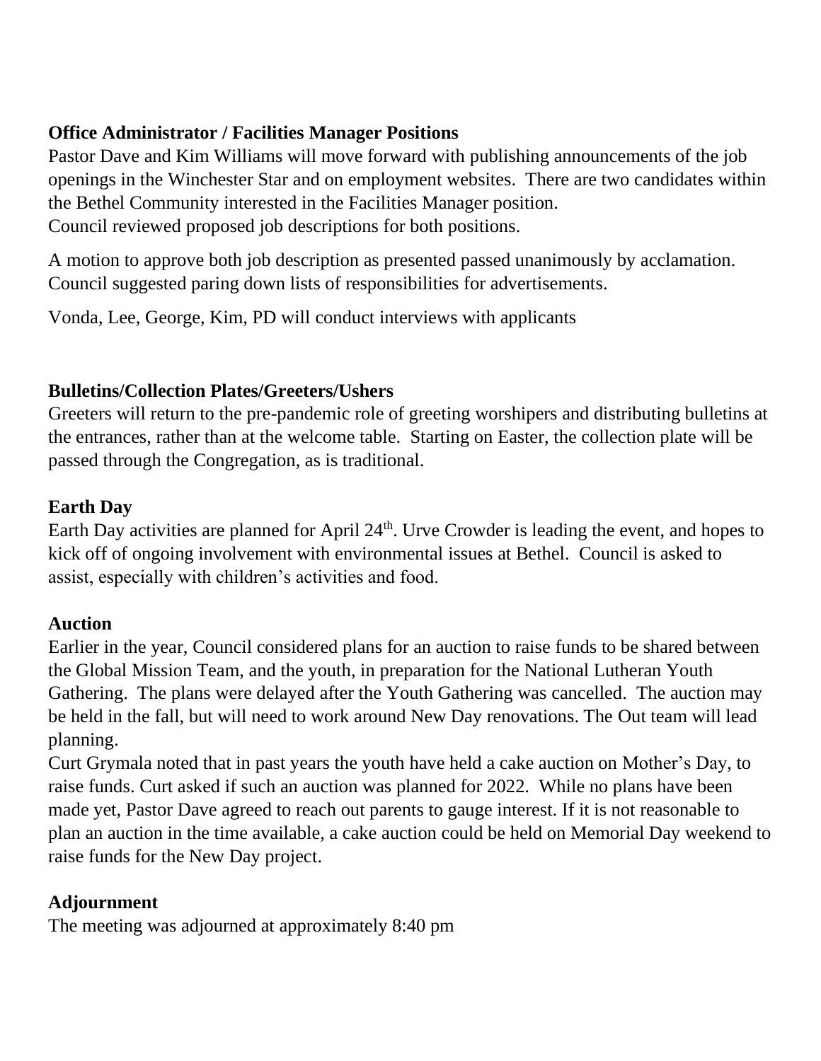**Office Administrator / Facilities Manager Positions**

Pastor Dave and Kim Williams will move forward with publishing announcements of the job openings in the Winchester Star and on employment websites. There are two candidates within the Bethel Community interested in the Facilities Manager position.
Council reviewed proposed job descriptions for both positions.

A motion to approve both job description as presented passed unanimously by acclamation. Council suggested paring down lists of responsibilities for advertisements.

Vonda, Lee, George, Kim, PD will conduct interviews with applicants

**Bulletins/Collection Plates/Greeters/Ushers**

Greeters will return to the pre-pandemic role of greeting worshipers and distributing bulletins at the entrances, rather than at the welcome table. Starting on Easter, the collection plate will be passed through the Congregation, as is traditional.

**Earth Day**

Earth Day activities are planned for April 24th. Urve Crowder is leading the event, and hopes to kick off of ongoing involvement with environmental issues at Bethel. Council is asked to assist, especially with children's activities and food.

**Auction**

Earlier in the year, Council considered plans for an auction to raise funds to be shared between the Global Mission Team, and the youth, in preparation for the National Lutheran Youth Gathering. The plans were delayed after the Youth Gathering was cancelled. The auction may be held in the fall, but will need to work around New Day renovations. The Out team will lead planning.
Curt Grymala noted that in past years the youth have held a cake auction on Mother's Day, to raise funds. Curt asked if such an auction was planned for 2022. While no plans have been made yet, Pastor Dave agreed to reach out parents to gauge interest. If it is not reasonable to plan an auction in the time available, a cake auction could be held on Memorial Day weekend to raise funds for the New Day project.

**Adjournment**

The meeting was adjourned at approximately 8:40 pm